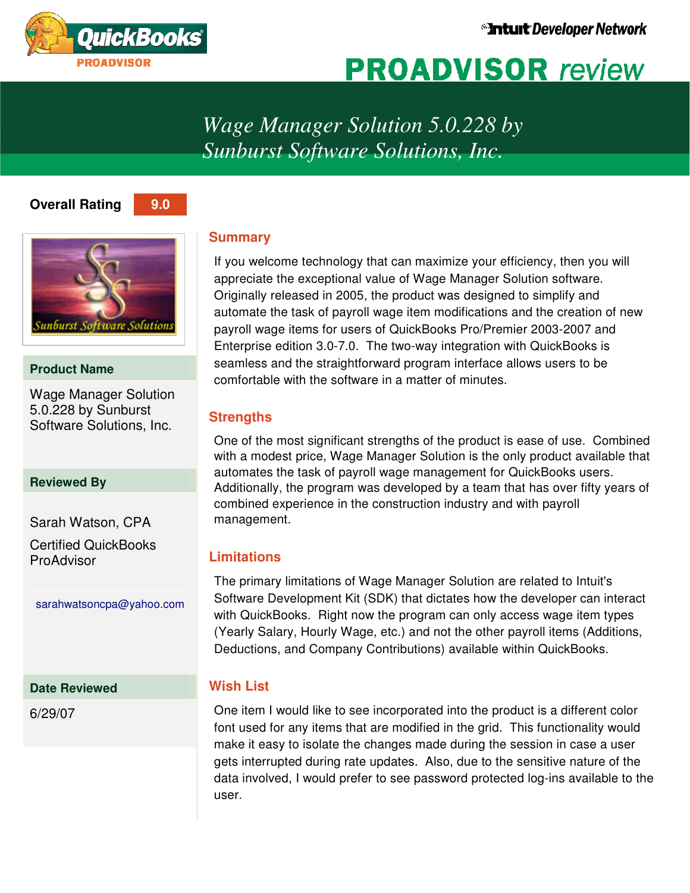QuickBooks PROADVISOR

Intuit Developer Network

# PROADVISOR review

## *Wage Manager Solution 5.0.228 by Sunburst Software Solutions, Inc.*

**Overall Rating** 9.0

Sunburst Software Solutions

**Product Name**

Wage Manager Solution 5.0.228 by Sunburst Software Solutions, Inc.

**Reviewed By**

Sarah Watson, CPA

Certified QuickBooks ProAdvisor

sarahwatsoncpa@yahoo.com

**Date Reviewed**

6/29/07

### Summary

If you welcome technology that can maximize your efficiency, then you will appreciate the exceptional value of Wage Manager Solution software. Originally released in 2005, the product was designed to simplify and automate the task of payroll wage item modifications and the creation of new payroll wage items for users of QuickBooks Pro/Premier 2003-2007 and Enterprise edition 3.0-7.0. The two-way integration with QuickBooks is seamless and the straightforward program interface allows users to be comfortable with the software in a matter of minutes.

### Strengths

One of the most significant strengths of the product is ease of use. Combined with a modest price, Wage Manager Solution is the only product available that automates the task of payroll wage management for QuickBooks users. Additionally, the program was developed by a team that has over fifty years of combined experience in the construction industry and with payroll management.

### Limitations

The primary limitations of Wage Manager Solution are related to Intuit's Software Development Kit (SDK) that dictates how the developer can interact with QuickBooks. Right now the program can only access wage item types (Yearly Salary, Hourly Wage, etc.) and not the other payroll items (Additions, Deductions, and Company Contributions) available within QuickBooks.

### Wish List

One item I would like to see incorporated into the product is a different color font used for any items that are modified in the grid. This functionality would make it easy to isolate the changes made during the session in case a user gets interrupted during rate updates. Also, due to the sensitive nature of the data involved, I would prefer to see password protected log-ins available to the user.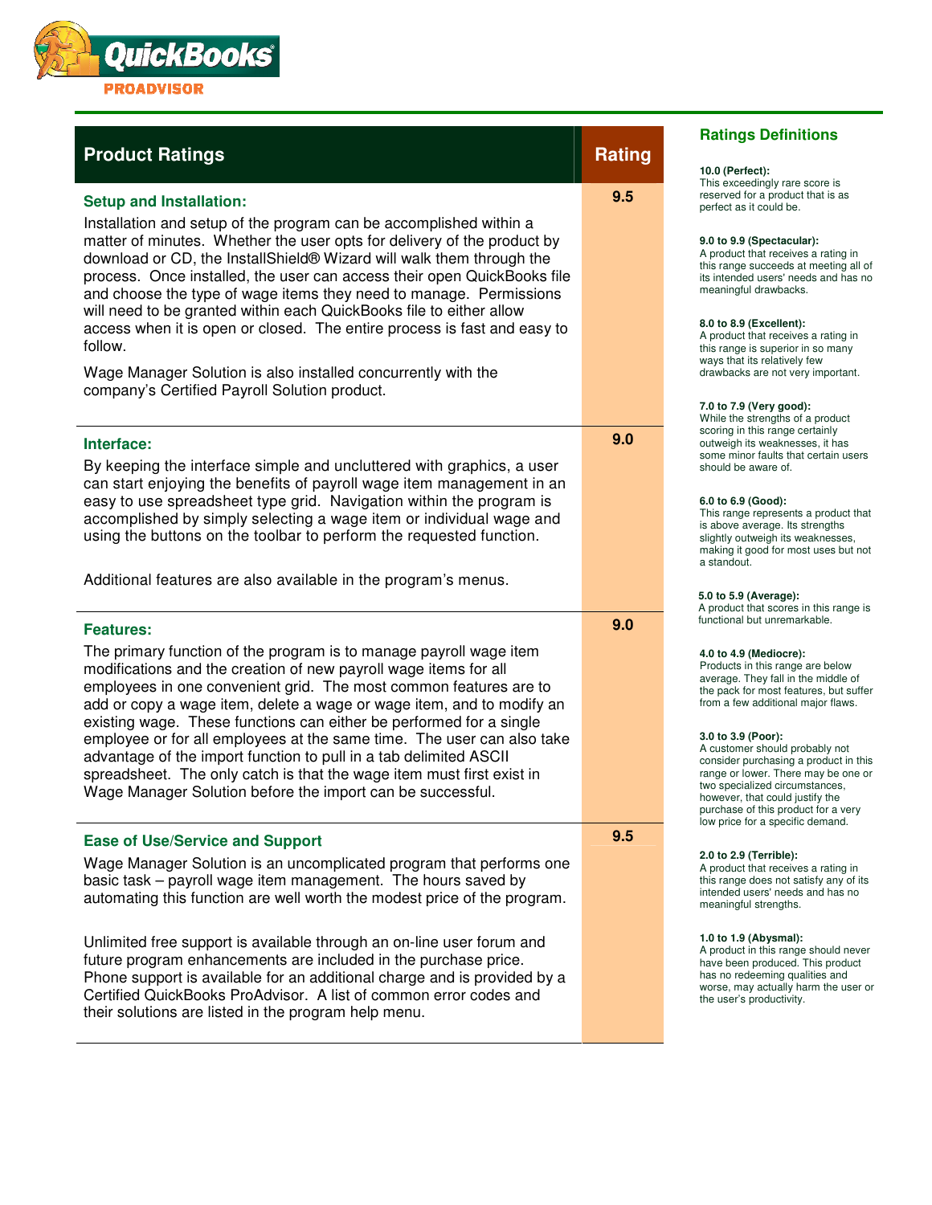QuickBooks PROADVISOR

## Product Ratings

| Product Ratings | Rating |
|---|---|
| **Setup and Installation:** Installation and setup of the program can be accomplished within a matter of minutes. Whether the user opts for delivery of the product by download or CD, the InstallShield® Wizard will walk them through the process. Once installed, the user can access their open QuickBooks file and choose the type of wage items they need to manage. Permissions will need to be granted within each QuickBooks file to either allow access when it is open or closed. The entire process is fast and easy to follow. Wage Manager Solution is also installed concurrently with the company's Certified Payroll Solution product. | 9.5 |
| **Interface:** By keeping the interface simple and uncluttered with graphics, a user can start enjoying the benefits of payroll wage item management in an easy to use spreadsheet type grid. Navigation within the program is accomplished by simply selecting a wage item or individual wage and using the buttons on the toolbar to perform the requested function. Additional features are also available in the program's menus. | 9.0 |
| **Features:** The primary function of the program is to manage payroll wage item modifications and the creation of new payroll wage items for all employees in one convenient grid. The most common features are to add or copy a wage item, delete a wage or wage item, and to modify an existing wage. These functions can either be performed for a single employee or for all employees at the same time. The user can also take advantage of the import function to pull in a tab delimited ASCII spreadsheet. The only catch is that the wage item must first exist in Wage Manager Solution before the import can be successful. | 9.0 |
| **Ease of Use/Service and Support** Wage Manager Solution is an uncomplicated program that performs one basic task – payroll wage item management. The hours saved by automating this function are well worth the modest price of the program. Unlimited free support is available through an on-line user forum and future program enhancements are included in the purchase price. Phone support is available for an additional charge and is provided by a Certified QuickBooks ProAdvisor. A list of common error codes and their solutions are listed in the program help menu. | 9.5 |

## Ratings Definitions

**10.0 (Perfect):**
This exceedingly rare score is reserved for a product that is as perfect as it could be.

**9.0 to 9.9 (Spectacular):**
A product that receives a rating in this range succeeds at meeting all of its intended users' needs and has no meaningful drawbacks.

**8.0 to 8.9 (Excellent):**
A product that receives a rating in this range is superior in so many ways that its relatively few drawbacks are not very important.

**7.0 to 7.9 (Very good):**
While the strengths of a product scoring in this range certainly outweigh its weaknesses, it has some minor faults that certain users should be aware of.

**6.0 to 6.9 (Good):**
This range represents a product that is above average. Its strengths slightly outweigh its weaknesses, making it good for most uses but not a standout.

**5.0 to 5.9 (Average):**
A product that scores in this range is functional but unremarkable.

**4.0 to 4.9 (Mediocre):**
Products in this range are below average. They fall in the middle of the pack for most features, but suffer from a few additional major flaws.

**3.0 to 3.9 (Poor):**
A customer should probably not consider purchasing a product in this range or lower. There may be one or two specialized circumstances, however, that could justify the purchase of this product for a very low price for a specific demand.

**2.0 to 2.9 (Terrible):**
A product that receives a rating in this range does not satisfy any of its intended users' needs and has no meaningful strengths.

**1.0 to 1.9 (Abysmal):**
A product in this range should never have been produced. This product has no redeeming qualities and worse, may actually harm the user or the user's productivity.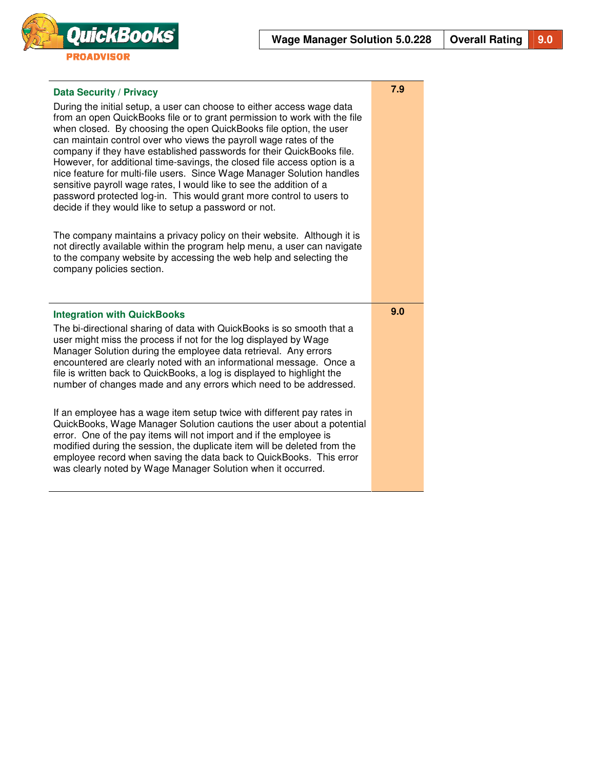| Wage Manager Solution 5.0.228 | Overall Rating | 9.0 |
| --- | --- | --- |

| | |
| --- | --- |
| **Data Security / Privacy**<br>During the initial setup, a user can choose to either access wage data from an open QuickBooks file or to grant permission to work with the file when closed. By choosing the open QuickBooks file option, the user can maintain control over who views the payroll wage rates of the company if they have established passwords for their QuickBooks file. However, for additional time-savings, the closed file access option is a nice feature for multi-file users. Since Wage Manager Solution handles sensitive payroll wage rates, I would like to see the addition of a password protected log-in. This would grant more control to users to decide if they would like to setup a password or not.<br><br>The company maintains a privacy policy on their website. Although it is not directly available within the program help menu, a user can navigate to the company website by accessing the web help and selecting the company policies section. | 7.9 |
| **Integration with QuickBooks**<br>The bi-directional sharing of data with QuickBooks is so smooth that a user might miss the process if not for the log displayed by Wage Manager Solution during the employee data retrieval. Any errors encountered are clearly noted with an informational message. Once a file is written back to QuickBooks, a log is displayed to highlight the number of changes made and any errors which need to be addressed.<br><br>If an employee has a wage item setup twice with different pay rates in QuickBooks, Wage Manager Solution cautions the user about a potential error. One of the pay items will not import and if the employee is modified during the session, the duplicate item will be deleted from the employee record when saving the data back to QuickBooks. This error was clearly noted by Wage Manager Solution when it occurred. | 9.0 |